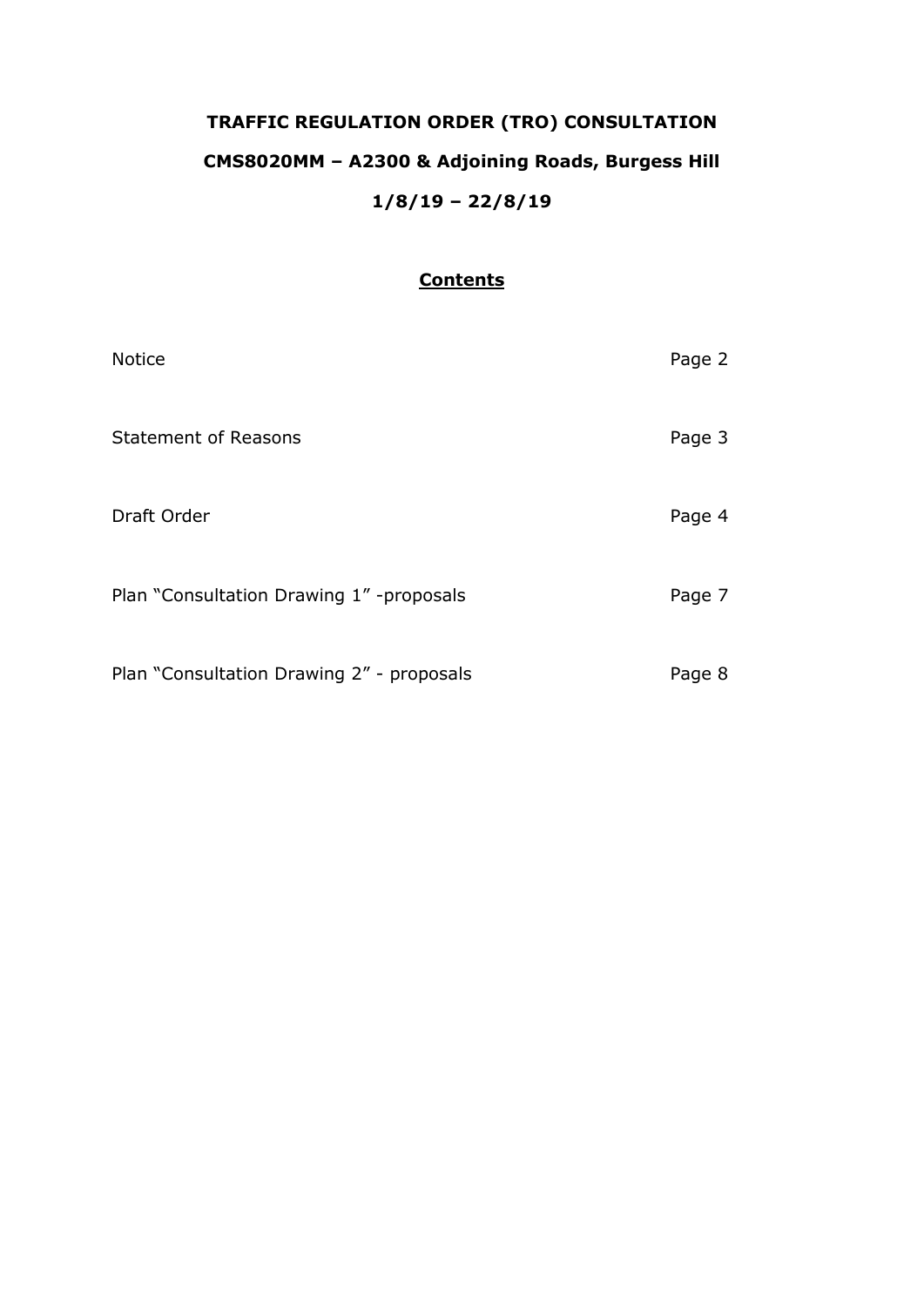# TRAFFIC REGULATION ORDER (TRO) CONSULTATION

## CMS8020MM – A2300 & Adjoining Roads, Burgess Hill

## 1/8/19 – 22/8/19

### Contents

| | |
|---|---|
| Notice | Page 2 |
| Statement of Reasons | Page 3 |
| Draft Order | Page 4 |
| Plan "Consultation Drawing 1" -proposals | Page 7 |
| Plan "Consultation Drawing 2" - proposals | Page 8 |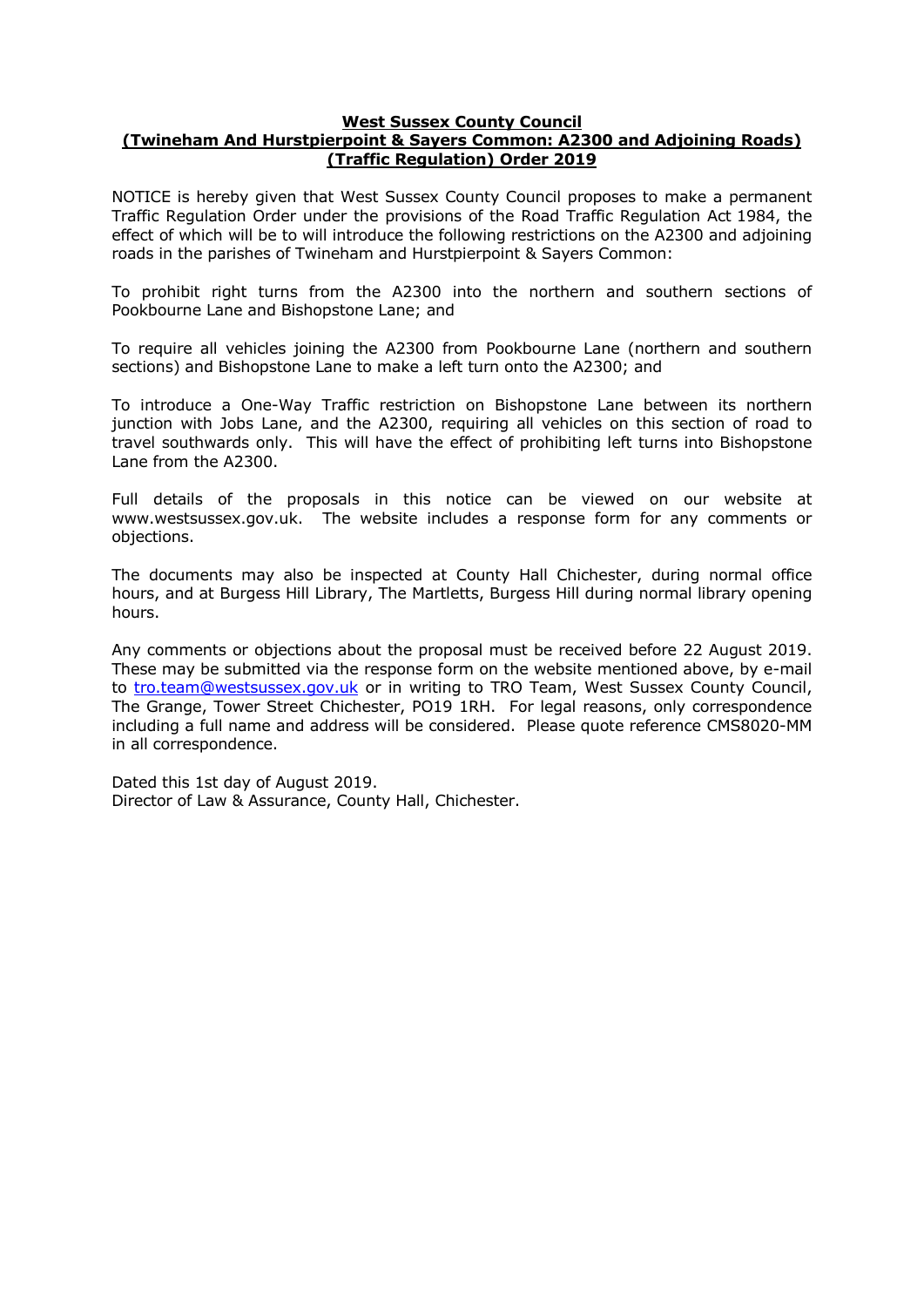**West Sussex County Council**
**(Twineham And Hurstpierpoint & Sayers Common: A2300 and Adjoining Roads)**
**(Traffic Regulation) Order 2019**

NOTICE is hereby given that West Sussex County Council proposes to make a permanent Traffic Regulation Order under the provisions of the Road Traffic Regulation Act 1984, the effect of which will be to will introduce the following restrictions on the A2300 and adjoining roads in the parishes of Twineham and Hurstpierpoint & Sayers Common:

To prohibit right turns from the A2300 into the northern and southern sections of Pookbourne Lane and Bishopstone Lane; and

To require all vehicles joining the A2300 from Pookbourne Lane (northern and southern sections) and Bishopstone Lane to make a left turn onto the A2300; and

To introduce a One-Way Traffic restriction on Bishopstone Lane between its northern junction with Jobs Lane, and the A2300, requiring all vehicles on this section of road to travel southwards only. This will have the effect of prohibiting left turns into Bishopstone Lane from the A2300.

Full details of the proposals in this notice can be viewed on our website at www.westsussex.gov.uk. The website includes a response form for any comments or objections.

The documents may also be inspected at County Hall Chichester, during normal office hours, and at Burgess Hill Library, The Martletts, Burgess Hill during normal library opening hours.

Any comments or objections about the proposal must be received before 22 August 2019. These may be submitted via the response form on the website mentioned above, by e-mail to tro.team@westsussex.gov.uk or in writing to TRO Team, West Sussex County Council, The Grange, Tower Street Chichester, PO19 1RH. For legal reasons, only correspondence including a full name and address will be considered. Please quote reference CMS8020-MM in all correspondence.

Dated this 1st day of August 2019.
Director of Law & Assurance, County Hall, Chichester.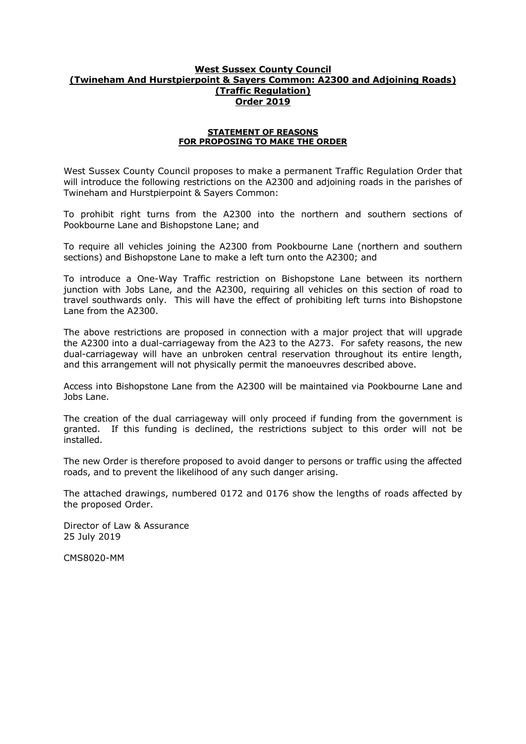**West Sussex County Council**
**(Twineham And Hurstpierpoint & Sayers Common: A2300 and Adjoining Roads)**
**(Traffic Regulation)**
**Order 2019**

**STATEMENT OF REASONS**
**FOR PROPOSING TO MAKE THE ORDER**

West Sussex County Council proposes to make a permanent Traffic Regulation Order that will introduce the following restrictions on the A2300 and adjoining roads in the parishes of Twineham and Hurstpierpoint & Sayers Common:

To prohibit right turns from the A2300 into the northern and southern sections of Pookbourne Lane and Bishopstone Lane; and

To require all vehicles joining the A2300 from Pookbourne Lane (northern and southern sections) and Bishopstone Lane to make a left turn onto the A2300; and

To introduce a One-Way Traffic restriction on Bishopstone Lane between its northern junction with Jobs Lane, and the A2300, requiring all vehicles on this section of road to travel southwards only. This will have the effect of prohibiting left turns into Bishopstone Lane from the A2300.

The above restrictions are proposed in connection with a major project that will upgrade the A2300 into a dual-carriageway from the A23 to the A273. For safety reasons, the new dual-carriageway will have an unbroken central reservation throughout its entire length, and this arrangement will not physically permit the manoeuvres described above.

Access into Bishopstone Lane from the A2300 will be maintained via Pookbourne Lane and Jobs Lane.

The creation of the dual carriageway will only proceed if funding from the government is granted. If this funding is declined, the restrictions subject to this order will not be installed.

The new Order is therefore proposed to avoid danger to persons or traffic using the affected roads, and to prevent the likelihood of any such danger arising.

The attached drawings, numbered 0172 and 0176 show the lengths of roads affected by the proposed Order.

Director of Law & Assurance
25 July 2019

CMS8020-MM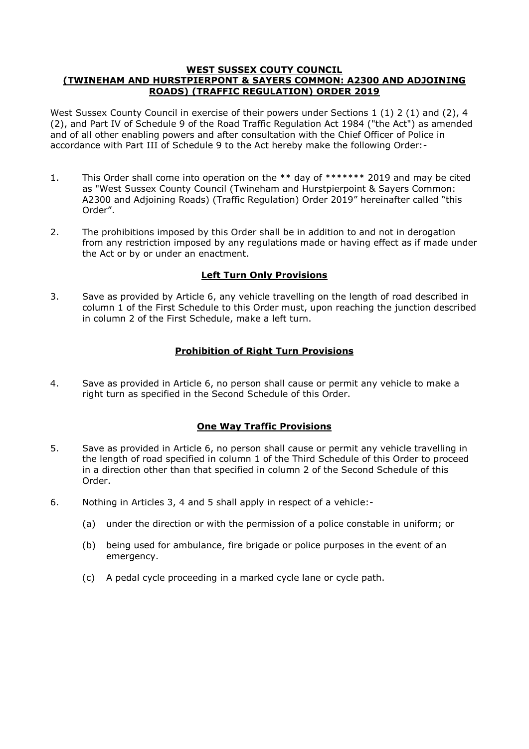**WEST SUSSEX COUTY COUNCIL**
**(TWINEHAM AND HURSTPIERPONT & SAYERS COMMON: A2300 AND ADJOINING ROADS) (TRAFFIC REGULATION) ORDER 2019**

West Sussex County Council in exercise of their powers under Sections 1 (1) 2 (1) and (2), 4 (2), and Part IV of Schedule 9 of the Road Traffic Regulation Act 1984 ("the Act") as amended and of all other enabling powers and after consultation with the Chief Officer of Police in accordance with Part III of Schedule 9 to the Act hereby make the following Order:-

1. This Order shall come into operation on the ** day of ******* 2019 and may be cited as "West Sussex County Council (Twineham and Hurstpierpoint & Sayers Common: A2300 and Adjoining Roads) (Traffic Regulation) Order 2019" hereinafter called "this Order".

2. The prohibitions imposed by this Order shall be in addition to and not in derogation from any restriction imposed by any regulations made or having effect as if made under the Act or by or under an enactment.

**Left Turn Only Provisions**

3. Save as provided by Article 6, any vehicle travelling on the length of road described in column 1 of the First Schedule to this Order must, upon reaching the junction described in column 2 of the First Schedule, make a left turn.

**Prohibition of Right Turn Provisions**

4. Save as provided in Article 6, no person shall cause or permit any vehicle to make a right turn as specified in the Second Schedule of this Order.

**One Way Traffic Provisions**

5. Save as provided in Article 6, no person shall cause or permit any vehicle travelling in the length of road specified in column 1 of the Third Schedule of this Order to proceed in a direction other than that specified in column 2 of the Second Schedule of this Order.

6. Nothing in Articles 3, 4 and 5 shall apply in respect of a vehicle:-

    (a) under the direction or with the permission of a police constable in uniform; or

    (b) being used for ambulance, fire brigade or police purposes in the event of an emergency.

    (c) A pedal cycle proceeding in a marked cycle lane or cycle path.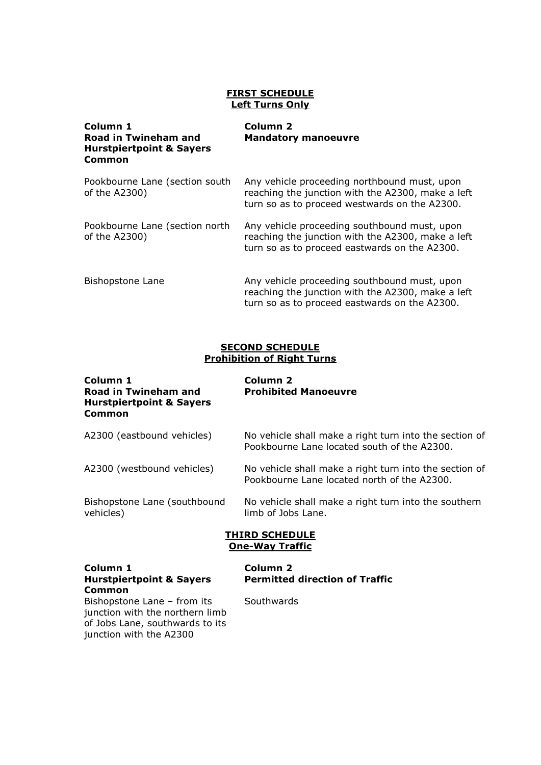## FIRST SCHEDULE
### Left Turns Only

| Column 1<br>Road in Twineham and Hurstpiertpoint & Sayers Common | Column 2<br>Mandatory manoeuvre |
|---|---|
| Pookbourne Lane (section south of the A2300) | Any vehicle proceeding northbound must, upon reaching the junction with the A2300, make a left turn so as to proceed westwards on the A2300. |
| Pookbourne Lane (section north of the A2300) | Any vehicle proceeding southbound must, upon reaching the junction with the A2300, make a left turn so as to proceed eastwards on the A2300. |
| Bishopstone Lane | Any vehicle proceeding southbound must, upon reaching the junction with the A2300, make a left turn so as to proceed eastwards on the A2300. |

## SECOND SCHEDULE
### Prohibition of Right Turns

| Column 1<br>Road in Twineham and Hurstpiertpoint & Sayers Common | Column 2<br>Prohibited Manoeuvre |
|---|---|
| A2300 (eastbound vehicles) | No vehicle shall make a right turn into the section of Pookbourne Lane located south of the A2300. |
| A2300 (westbound vehicles) | No vehicle shall make a right turn into the section of Pookbourne Lane located north of the A2300. |
| Bishopstone Lane (southbound vehicles) | No vehicle shall make a right turn into the southern limb of Jobs Lane. |

## THIRD SCHEDULE
### One-Way Traffic

| Column 1<br>Hurstpiertpoint & Sayers Common | Column 2<br>Permitted direction of Traffic |
|---|---|
| Bishopstone Lane – from its junction with the northern limb of Jobs Lane, southwards to its junction with the A2300 | Southwards |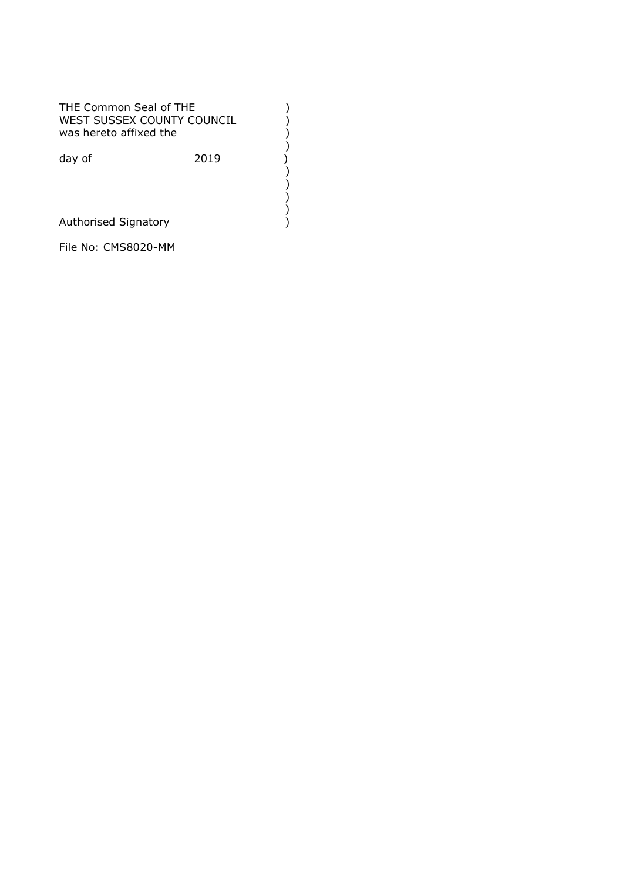THE Common Seal of THE )
WEST SUSSEX COUNTY COUNCIL )
was hereto affixed the )
)
day of 2019 )
)
)
)
)
Authorised Signatory )

File No: CMS8020-MM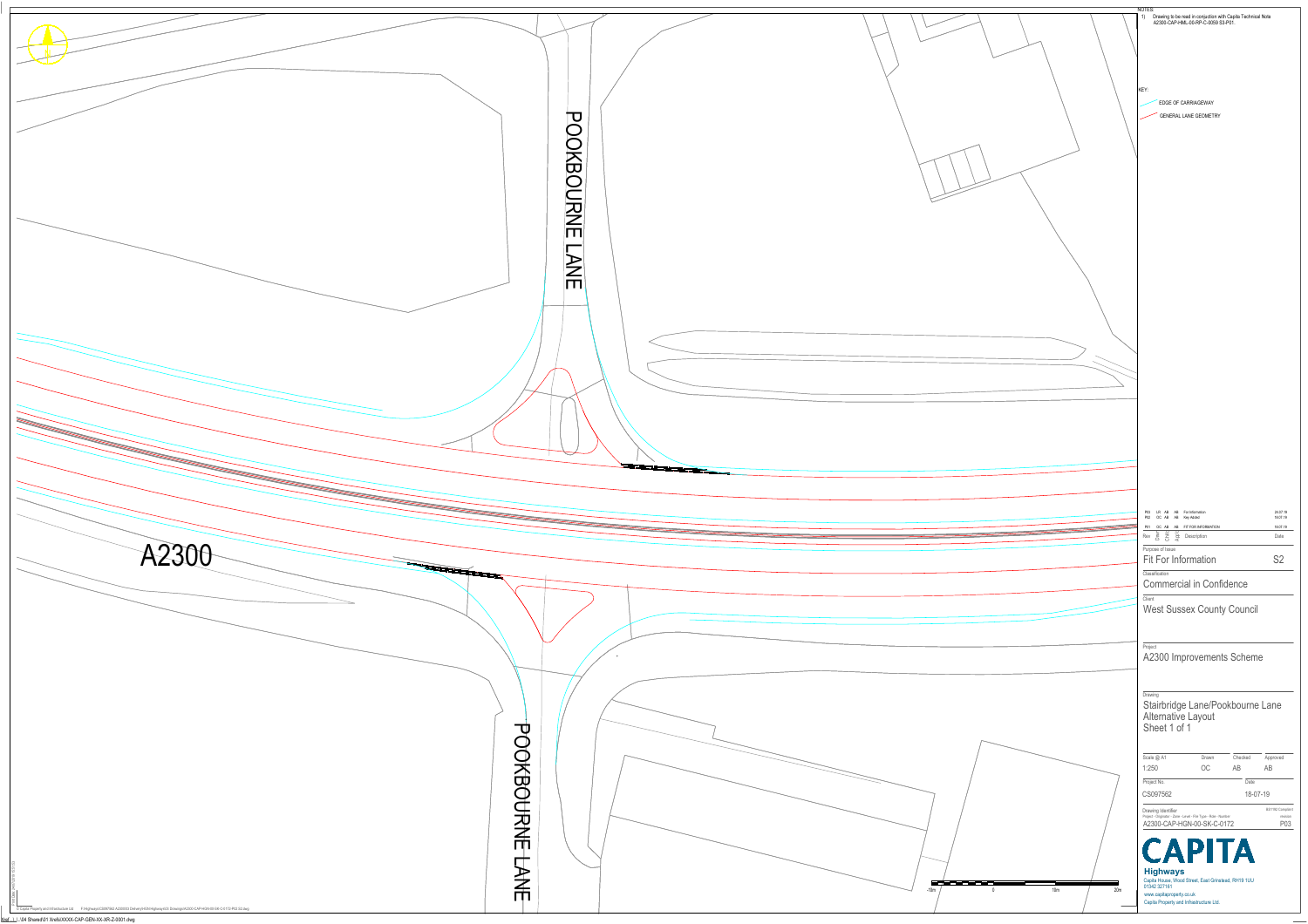POOKBOURNE LANE

A2300

POOKBOURNE LANE

NOTES:

1) Drawing to be read in conjunction with Capita Technical Note A2300-CAP-HML-00-RP-C-0059 S3-P01.

KEY:

EDGE OF CARRIAGEWAY

GENERAL LANE GEOMETRY

| Rev | Drawn | Checked | Approved | Description | Date |
|---|---|---|---|---|---|
| P03 | LR | AB | AB | For Information | 24.07.19 |
| P02 | OC | AB | AB | Key Added | 19.07.19 |
| P01 | OC | AB | AB | FIT FOR INFORMATION | 18.07.19 |

Purpose of Issue

Fit For Information S2

Classification

Commercial in Confidence

Client

West Sussex County Council

Project

A2300 Improvements Scheme

Drawing

Stairbridge Lane/Pookbourne Lane Alternative Layout Sheet 1 of 1

| Scale @ A1 | Drawn | Checked | Approved |
|---|---|---|---|
| 1:250 | OC | AB | AB |

| Project No | Date |
|---|---|
| CS097562 | 18-07-19 |

Drawing Identifier — BS1192 Compliant

Project - Originator - Zone - Level - File Type - Role - Number — Revision

A2300-CAP-HGN-00-SK-C-0172 — P03

CAPITA

Highways

Capita House, Wood Street, East Grinstead, RH19 1UU

01342 327161

www.capitaproperty.co.uk

Capita Property and Infrastructure Ltd.

-10m 0 10m 20m

© Capita Property and Infrastructure Ltd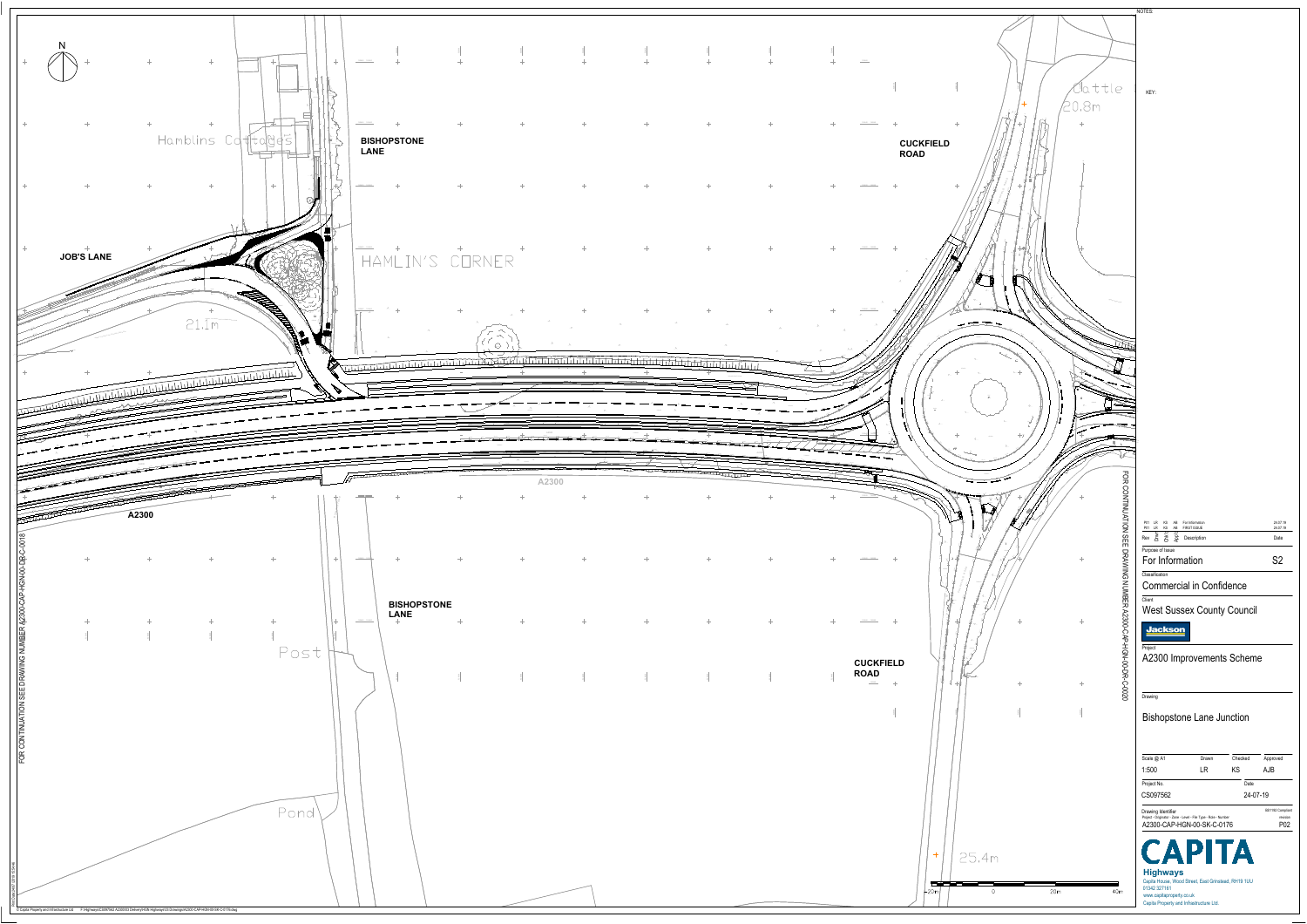N

Hamblins Cottages

BISHOPSTONE LANE

CUCKFIELD ROAD

Cattle

20.8m

JOB'S LANE

HAMLIN'S CORNER

21.1m

A2300

A2300

BISHOPSTONE LANE

CUCKFIELD ROAD

Post

Pond

25.4m

FOR CONTINUATION SEE DRAWING NUMBER A2300-CAP-HGN-00-DR-C-0018

FOR CONTINUATION SEE DRAWING NUMBER A2300-CAP-HGN-00-DR-C-0020

-20m 0 20m 40m

NOTES:

KEY:

| Rev | Drawn | Chkd | App | Description | Date |
|---|---|---|---|---|---|
| P02 | LR | KS | AB | For Information | 24.07.19 |
| P01 | LR | KS | AB | FIRST ISSUE | 24.07.19 |

Purpose of Issue
For Information S2

Classification
Commercial in Confidence

Client
West Sussex County Council

Jackson

Project
A2300 Improvements Scheme

Drawing
Bishopstone Lane Junction

| Scale @ A1 | Drawn | Checked | Approved |
|---|---|---|---|
| 1:500 | LR | KS | AJB |

Project No. CS097562
Date 24-07-19

Drawing Identifier
Project - Originator - Zone - Level - File Type - Role - Number
A2300-CAP-HGN-00-SK-C-0176

BS1192 Compliant
Revision P02

CAPITA

Highways
Capita House, Wood Street, East Grinstead, RH19 1UU
01342 327161
www.capitaproperty.co.uk
Capita Property and Infrastructure Ltd.

© Capita Property and Infrastructure Ltd. F:\Highways\CS097562 A2300\03 Delivery\HGN Highways\03 Drawings\A2300-CAP-HGN-00-SK-C-0176.dwg